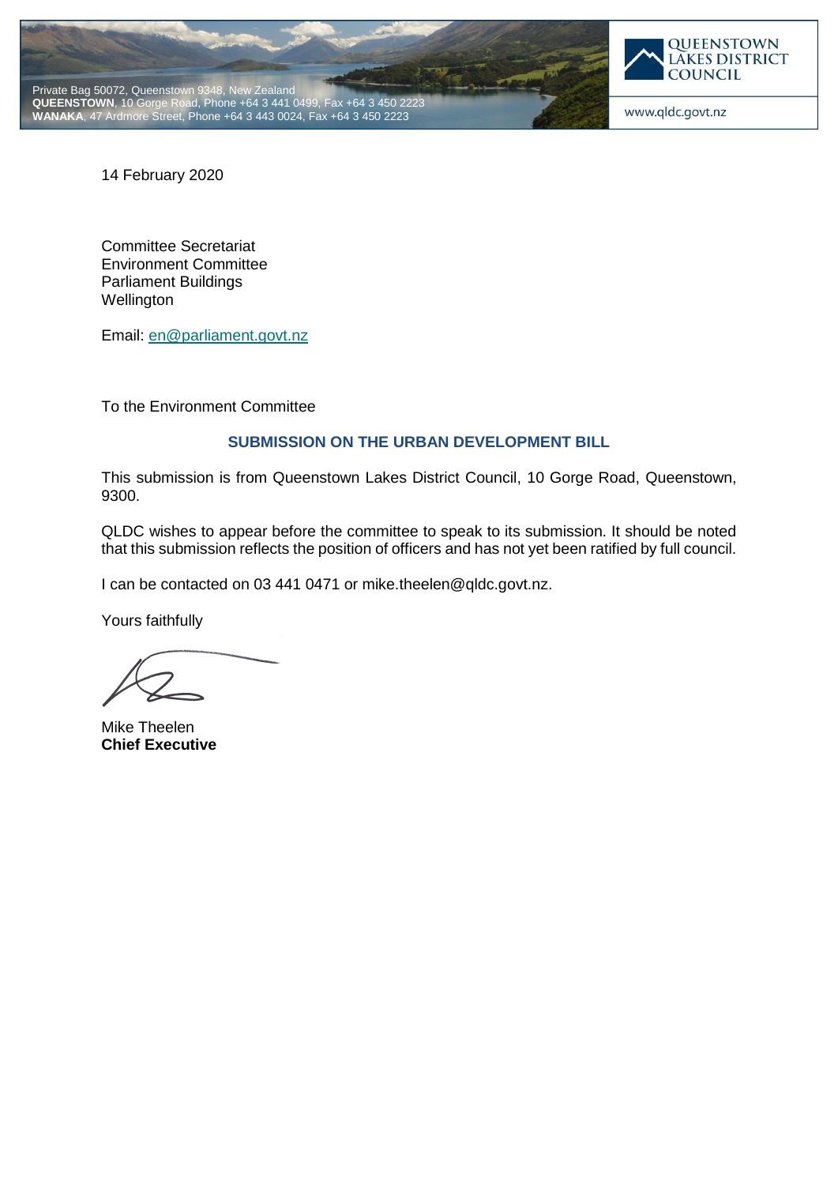Private Bag 50072, Queenstown 9348, New Zealand
**QUEENSTOWN**, 10 Gorge Road, Phone +64 3 441 0499, Fax +64 3 450 2223
**WANAKA**, 47 Ardmore Street, Phone +64 3 443 0024, Fax +64 3 450 2223

QUEENSTOWN LAKES DISTRICT COUNCIL

www.qldc.govt.nz

14 February 2020

Committee Secretariat
Environment Committee
Parliament Buildings
Wellington

Email: en@parliament.govt.nz

To the Environment Committee

## SUBMISSION ON THE URBAN DEVELOPMENT BILL

This submission is from Queenstown Lakes District Council, 10 Gorge Road, Queenstown, 9300.

QLDC wishes to appear before the committee to speak to its submission. It should be noted that this submission reflects the position of officers and has not yet been ratified by full council.

I can be contacted on 03 441 0471 or mike.theelen@qldc.govt.nz.

Yours faithfully

Mike Theelen
**Chief Executive**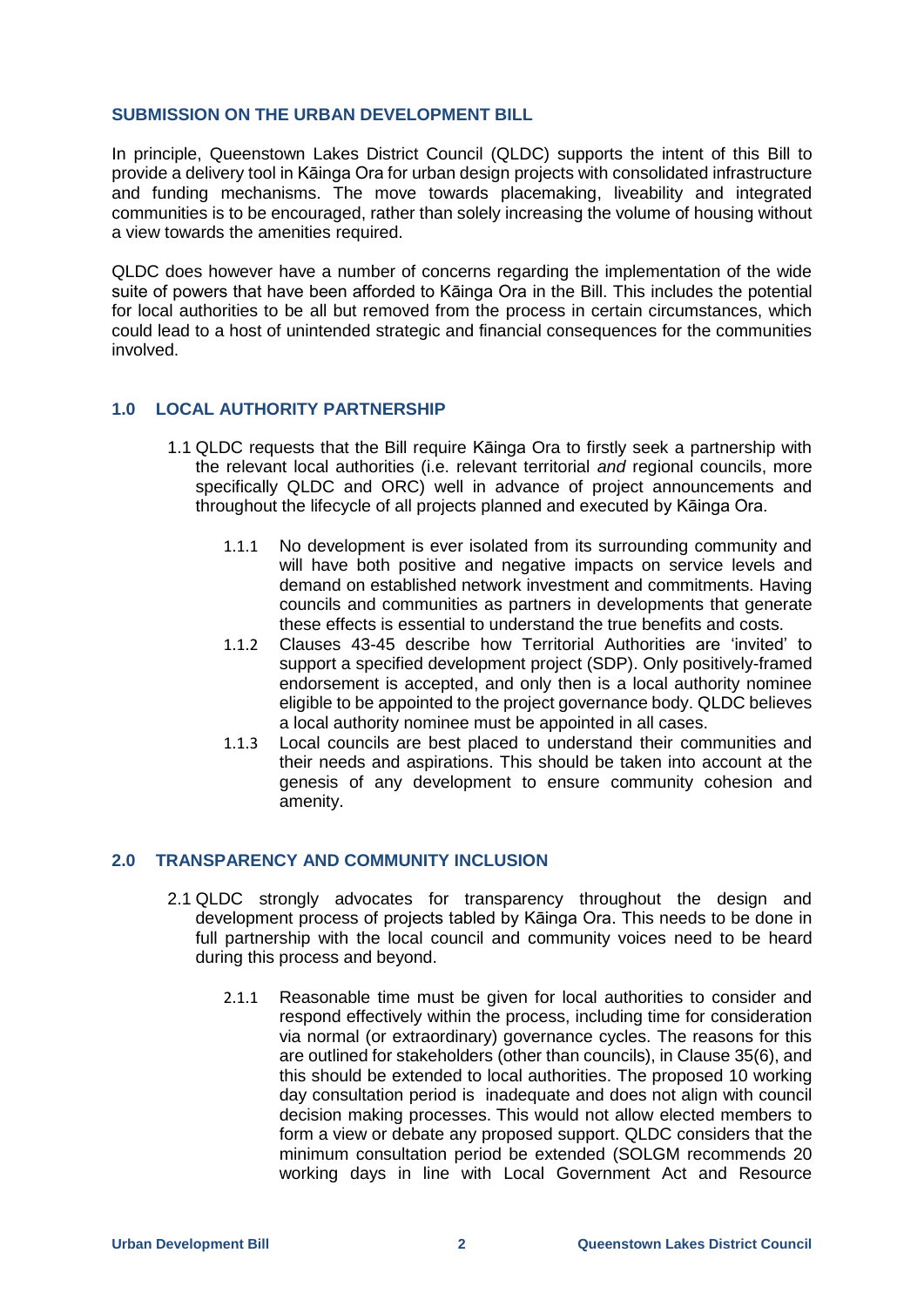## SUBMISSION ON THE URBAN DEVELOPMENT BILL

In principle, Queenstown Lakes District Council (QLDC) supports the intent of this Bill to provide a delivery tool in Kāinga Ora for urban design projects with consolidated infrastructure and funding mechanisms. The move towards placemaking, liveability and integrated communities is to be encouraged, rather than solely increasing the volume of housing without a view towards the amenities required.

QLDC does however have a number of concerns regarding the implementation of the wide suite of powers that have been afforded to Kāinga Ora in the Bill. This includes the potential for local authorities to be all but removed from the process in certain circumstances, which could lead to a host of unintended strategic and financial consequences for the communities involved.

### 1.0 LOCAL AUTHORITY PARTNERSHIP

1.1 QLDC requests that the Bill require Kāinga Ora to firstly seek a partnership with the relevant local authorities (i.e. relevant territorial *and* regional councils, more specifically QLDC and ORC) well in advance of project announcements and throughout the lifecycle of all projects planned and executed by Kāinga Ora.

- 1.1.1 No development is ever isolated from its surrounding community and will have both positive and negative impacts on service levels and demand on established network investment and commitments. Having councils and communities as partners in developments that generate these effects is essential to understand the true benefits and costs.
- 1.1.2 Clauses 43-45 describe how Territorial Authorities are 'invited' to support a specified development project (SDP). Only positively-framed endorsement is accepted, and only then is a local authority nominee eligible to be appointed to the project governance body. QLDC believes a local authority nominee must be appointed in all cases.
- 1.1.3 Local councils are best placed to understand their communities and their needs and aspirations. This should be taken into account at the genesis of any development to ensure community cohesion and amenity.

### 2.0 TRANSPARENCY AND COMMUNITY INCLUSION

2.1 QLDC strongly advocates for transparency throughout the design and development process of projects tabled by Kāinga Ora. This needs to be done in full partnership with the local council and community voices need to be heard during this process and beyond.

- 2.1.1 Reasonable time must be given for local authorities to consider and respond effectively within the process, including time for consideration via normal (or extraordinary) governance cycles. The reasons for this are outlined for stakeholders (other than councils), in Clause 35(6), and this should be extended to local authorities. The proposed 10 working day consultation period is inadequate and does not align with council decision making processes. This would not allow elected members to form a view or debate any proposed support. QLDC considers that the minimum consultation period be extended (SOLGM recommends 20 working days in line with Local Government Act and Resource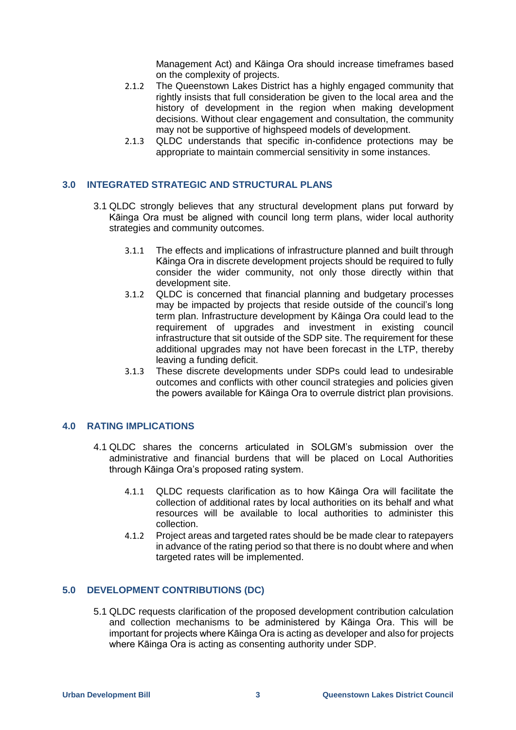Management Act) and Kāinga Ora should increase timeframes based on the complexity of projects.

2.1.2 The Queenstown Lakes District has a highly engaged community that rightly insists that full consideration be given to the local area and the history of development in the region when making development decisions. Without clear engagement and consultation, the community may not be supportive of highspeed models of development.

2.1.3 QLDC understands that specific in-confidence protections may be appropriate to maintain commercial sensitivity in some instances.

## 3.0 INTEGRATED STRATEGIC AND STRUCTURAL PLANS

3.1 QLDC strongly believes that any structural development plans put forward by Kāinga Ora must be aligned with council long term plans, wider local authority strategies and community outcomes.

3.1.1 The effects and implications of infrastructure planned and built through Kāinga Ora in discrete development projects should be required to fully consider the wider community, not only those directly within that development site.

3.1.2 QLDC is concerned that financial planning and budgetary processes may be impacted by projects that reside outside of the council's long term plan. Infrastructure development by Kāinga Ora could lead to the requirement of upgrades and investment in existing council infrastructure that sit outside of the SDP site. The requirement for these additional upgrades may not have been forecast in the LTP, thereby leaving a funding deficit.

3.1.3 These discrete developments under SDPs could lead to undesirable outcomes and conflicts with other council strategies and policies given the powers available for Kāinga Ora to overrule district plan provisions.

## 4.0 RATING IMPLICATIONS

4.1 QLDC shares the concerns articulated in SOLGM's submission over the administrative and financial burdens that will be placed on Local Authorities through Kāinga Ora's proposed rating system.

4.1.1 QLDC requests clarification as to how Kāinga Ora will facilitate the collection of additional rates by local authorities on its behalf and what resources will be available to local authorities to administer this collection.

4.1.2 Project areas and targeted rates should be be made clear to ratepayers in advance of the rating period so that there is no doubt where and when targeted rates will be implemented.

## 5.0 DEVELOPMENT CONTRIBUTIONS (DC)

5.1 QLDC requests clarification of the proposed development contribution calculation and collection mechanisms to be administered by Kāinga Ora. This will be important for projects where Kāinga Ora is acting as developer and also for projects where Kāinga Ora is acting as consenting authority under SDP.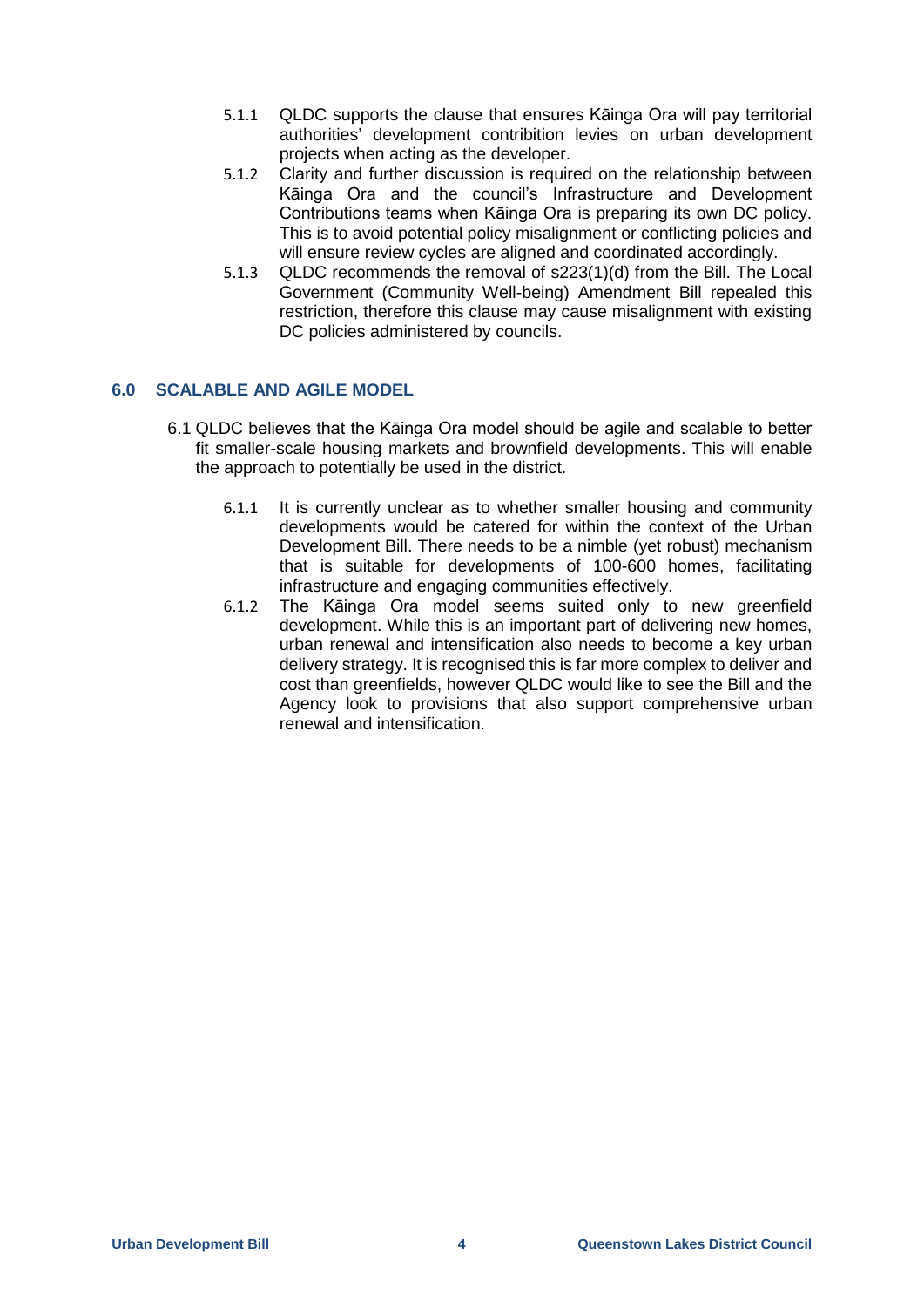5.1.1 QLDC supports the clause that ensures Kāinga Ora will pay territorial authorities' development contribition levies on urban development projects when acting as the developer.

5.1.2 Clarity and further discussion is required on the relationship between Kāinga Ora and the council's Infrastructure and Development Contributions teams when Kāinga Ora is preparing its own DC policy. This is to avoid potential policy misalignment or conflicting policies and will ensure review cycles are aligned and coordinated accordingly.

5.1.3 QLDC recommends the removal of s223(1)(d) from the Bill. The Local Government (Community Well-being) Amendment Bill repealed this restriction, therefore this clause may cause misalignment with existing DC policies administered by councils.

## 6.0 SCALABLE AND AGILE MODEL

6.1 QLDC believes that the Kāinga Ora model should be agile and scalable to better fit smaller-scale housing markets and brownfield developments. This will enable the approach to potentially be used in the district.

6.1.1 It is currently unclear as to whether smaller housing and community developments would be catered for within the context of the Urban Development Bill. There needs to be a nimble (yet robust) mechanism that is suitable for developments of 100-600 homes, facilitating infrastructure and engaging communities effectively.

6.1.2 The Kāinga Ora model seems suited only to new greenfield development. While this is an important part of delivering new homes, urban renewal and intensification also needs to become a key urban delivery strategy. It is recognised this is far more complex to deliver and cost than greenfields, however QLDC would like to see the Bill and the Agency look to provisions that also support comprehensive urban renewal and intensification.